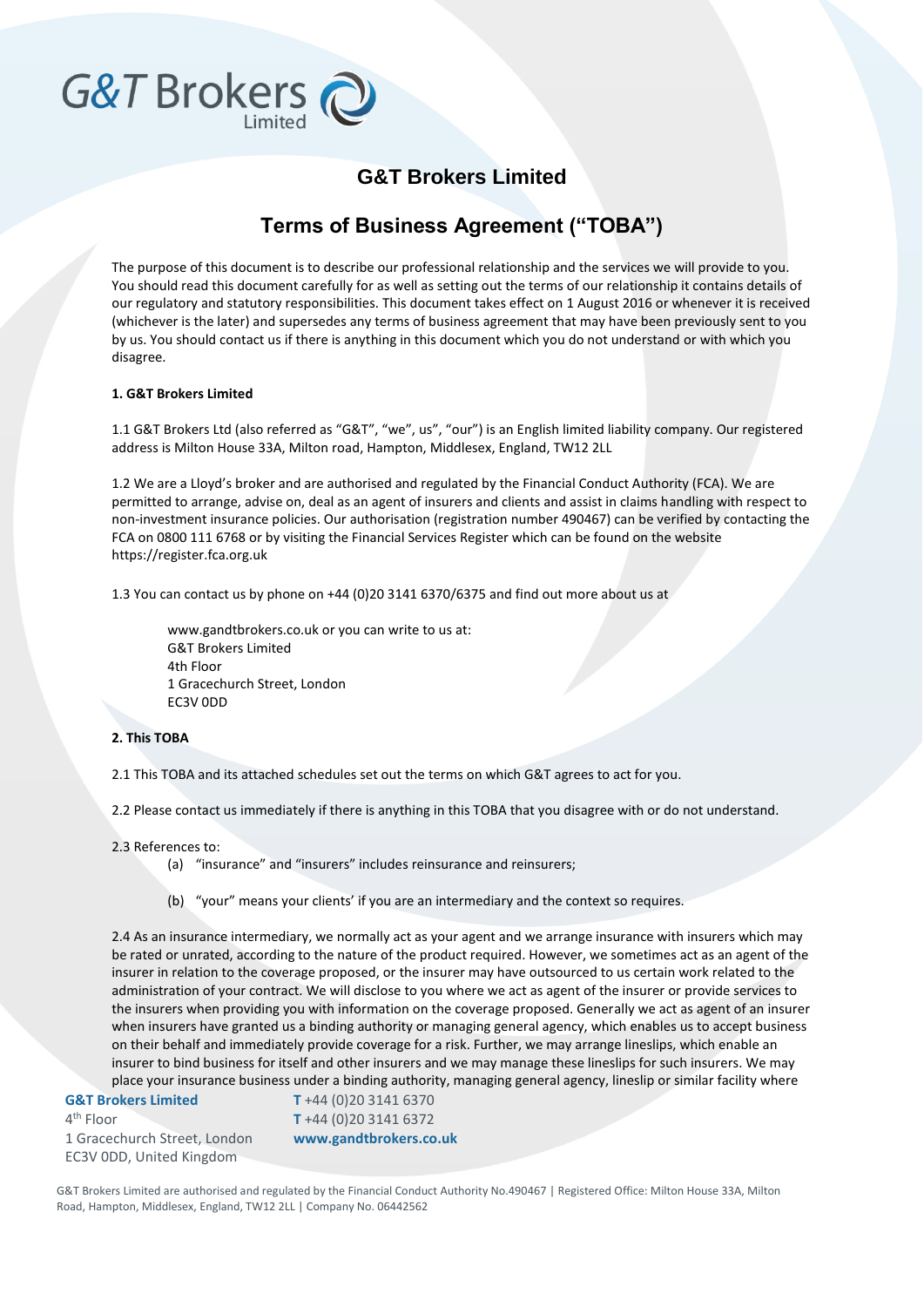# G&T Brokers Limited

## Terms of Business Agreement ("TOBA")

The purpose of this document is to describe our professional relationship and the services we will provide to you. You should read this document carefully for as well as setting out the terms of our relationship it contains details of our regulatory and statutory responsibilities. This document takes effect on 1 August 2016 or whenever it is received (whichever is the later) and supersedes any terms of business agreement that may have been previously sent to you by us. You should contact us if there is anything in this document which you do not understand or with which you disagree.

**1. G&T Brokers Limited**

1.1 G&T Brokers Ltd (also referred as "G&T", "we", us", "our") is an English limited liability company. Our registered address is Milton House 33A, Milton road, Hampton, Middlesex, England, TW12 2LL

1.2 We are a Lloyd's broker and are authorised and regulated by the Financial Conduct Authority (FCA). We are permitted to arrange, advise on, deal as an agent of insurers and clients and assist in claims handling with respect to non-investment insurance policies. Our authorisation (registration number 490467) can be verified by contacting the FCA on 0800 111 6768 or by visiting the Financial Services Register which can be found on the website https://register.fca.org.uk

1.3 You can contact us by phone on +44 (0)20 3141 6370/6375 and find out more about us at

> www.gandtbrokers.co.uk or you can write to us at:
> G&T Brokers Limited
> 4th Floor
> 1 Gracechurch Street, London
> EC3V 0DD

**2. This TOBA**

2.1 This TOBA and its attached schedules set out the terms on which G&T agrees to act for you.

2.2 Please contact us immediately if there is anything in this TOBA that you disagree with or do not understand.

2.3 References to:

- (a) "insurance" and "insurers" includes reinsurance and reinsurers;
- (b) "your" means your clients' if you are an intermediary and the context so requires.

2.4 As an insurance intermediary, we normally act as your agent and we arrange insurance with insurers which may be rated or unrated, according to the nature of the product required. However, we sometimes act as an agent of the insurer in relation to the coverage proposed, or the insurer may have outsourced to us certain work related to the administration of your contract. We will disclose to you where we act as agent of the insurer or provide services to the insurers when providing you with information on the coverage proposed. Generally we act as agent of an insurer when insurers have granted us a binding authority or managing general agency, which enables us to accept business on their behalf and immediately provide coverage for a risk. Further, we may arrange lineslips, which enable an insurer to bind business for itself and other insurers and we may manage these lineslips for such insurers. We may place your insurance business under a binding authority, managing general agency, lineslip or similar facility where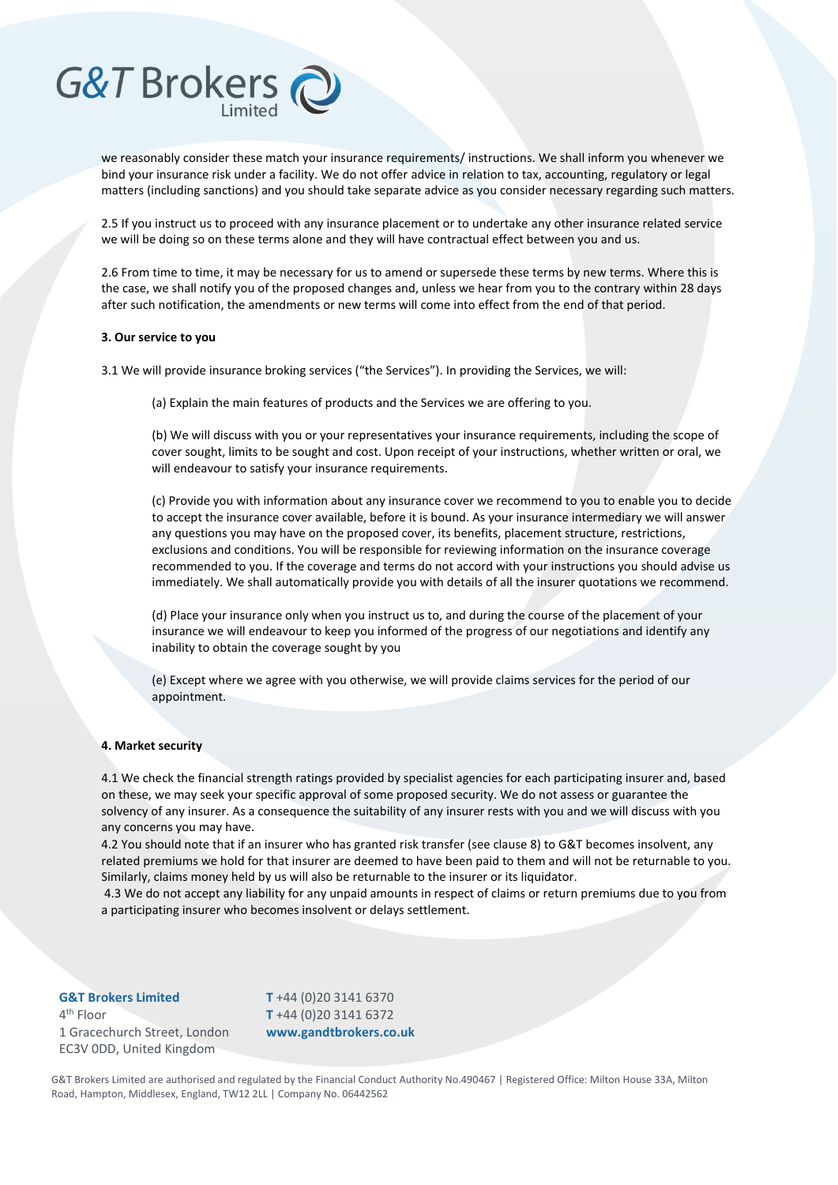we reasonably consider these match your insurance requirements/ instructions. We shall inform you whenever we bind your insurance risk under a facility. We do not offer advice in relation to tax, accounting, regulatory or legal matters (including sanctions) and you should take separate advice as you consider necessary regarding such matters.

2.5 If you instruct us to proceed with any insurance placement or to undertake any other insurance related service we will be doing so on these terms alone and they will have contractual effect between you and us.

2.6 From time to time, it may be necessary for us to amend or supersede these terms by new terms. Where this is the case, we shall notify you of the proposed changes and, unless we hear from you to the contrary within 28 days after such notification, the amendments or new terms will come into effect from the end of that period.

**3. Our service to you**

3.1 We will provide insurance broking services ("the Services"). In providing the Services, we will:

(a) Explain the main features of products and the Services we are offering to you.

(b) We will discuss with you or your representatives your insurance requirements, including the scope of cover sought, limits to be sought and cost. Upon receipt of your instructions, whether written or oral, we will endeavour to satisfy your insurance requirements.

(c) Provide you with information about any insurance cover we recommend to you to enable you to decide to accept the insurance cover available, before it is bound. As your insurance intermediary we will answer any questions you may have on the proposed cover, its benefits, placement structure, restrictions, exclusions and conditions. You will be responsible for reviewing information on the insurance coverage recommended to you. If the coverage and terms do not accord with your instructions you should advise us immediately. We shall automatically provide you with details of all the insurer quotations we recommend.

(d) Place your insurance only when you instruct us to, and during the course of the placement of your insurance we will endeavour to keep you informed of the progress of our negotiations and identify any inability to obtain the coverage sought by you

(e) Except where we agree with you otherwise, we will provide claims services for the period of our appointment.

**4. Market security**

4.1 We check the financial strength ratings provided by specialist agencies for each participating insurer and, based on these, we may seek your specific approval of some proposed security. We do not assess or guarantee the solvency of any insurer. As a consequence the suitability of any insurer rests with you and we will discuss with you any concerns you may have.

4.2 You should note that if an insurer who has granted risk transfer (see clause 8) to G&T becomes insolvent, any related premiums we hold for that insurer are deemed to have been paid to them and will not be returnable to you. Similarly, claims money held by us will also be returnable to the insurer or its liquidator.

4.3 We do not accept any liability for any unpaid amounts in respect of claims or return premiums due to you from a participating insurer who becomes insolvent or delays settlement.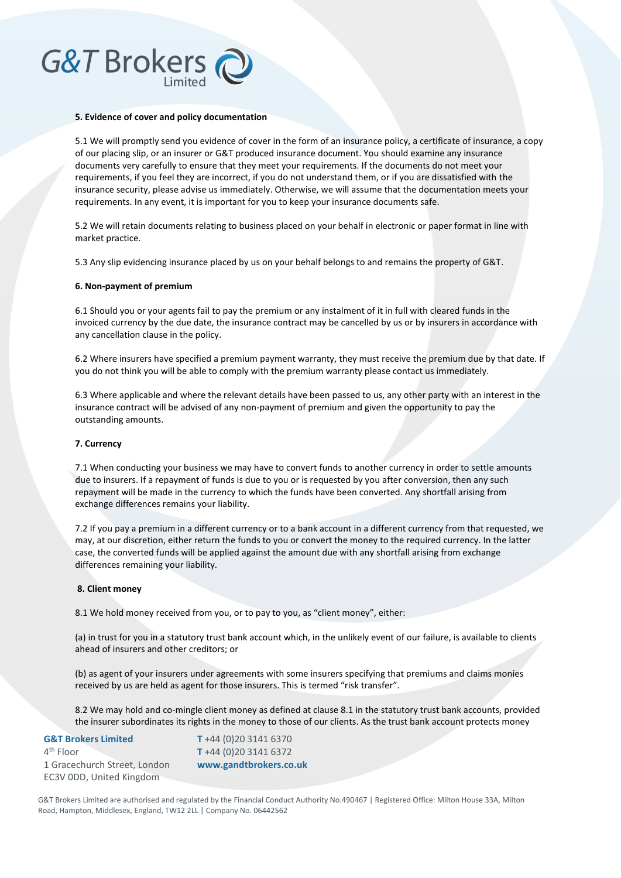### 5. Evidence of cover and policy documentation

5.1 We will promptly send you evidence of cover in the form of an insurance policy, a certificate of insurance, a copy of our placing slip, or an insurer or G&T produced insurance document. You should examine any insurance documents very carefully to ensure that they meet your requirements. If the documents do not meet your requirements, if you feel they are incorrect, if you do not understand them, or if you are dissatisfied with the insurance security, please advise us immediately. Otherwise, we will assume that the documentation meets your requirements. In any event, it is important for you to keep your insurance documents safe.

5.2 We will retain documents relating to business placed on your behalf in electronic or paper format in line with market practice.

5.3 Any slip evidencing insurance placed by us on your behalf belongs to and remains the property of G&T.

### 6. Non-payment of premium

6.1 Should you or your agents fail to pay the premium or any instalment of it in full with cleared funds in the invoiced currency by the due date, the insurance contract may be cancelled by us or by insurers in accordance with any cancellation clause in the policy.

6.2 Where insurers have specified a premium payment warranty, they must receive the premium due by that date. If you do not think you will be able to comply with the premium warranty please contact us immediately.

6.3 Where applicable and where the relevant details have been passed to us, any other party with an interest in the insurance contract will be advised of any non-payment of premium and given the opportunity to pay the outstanding amounts.

### 7. Currency

7.1 When conducting your business we may have to convert funds to another currency in order to settle amounts due to insurers. If a repayment of funds is due to you or is requested by you after conversion, then any such repayment will be made in the currency to which the funds have been converted. Any shortfall arising from exchange differences remains your liability.

7.2 If you pay a premium in a different currency or to a bank account in a different currency from that requested, we may, at our discretion, either return the funds to you or convert the money to the required currency. In the latter case, the converted funds will be applied against the amount due with any shortfall arising from exchange differences remaining your liability.

### 8. Client money

8.1 We hold money received from you, or to pay to you, as "client money", either:

(a) in trust for you in a statutory trust bank account which, in the unlikely event of our failure, is available to clients ahead of insurers and other creditors; or

(b) as agent of your insurers under agreements with some insurers specifying that premiums and claims monies received by us are held as agent for those insurers. This is termed "risk transfer".

8.2 We may hold and co-mingle client money as defined at clause 8.1 in the statutory trust bank accounts, provided the insurer subordinates its rights in the money to those of our clients. As the trust bank account protects money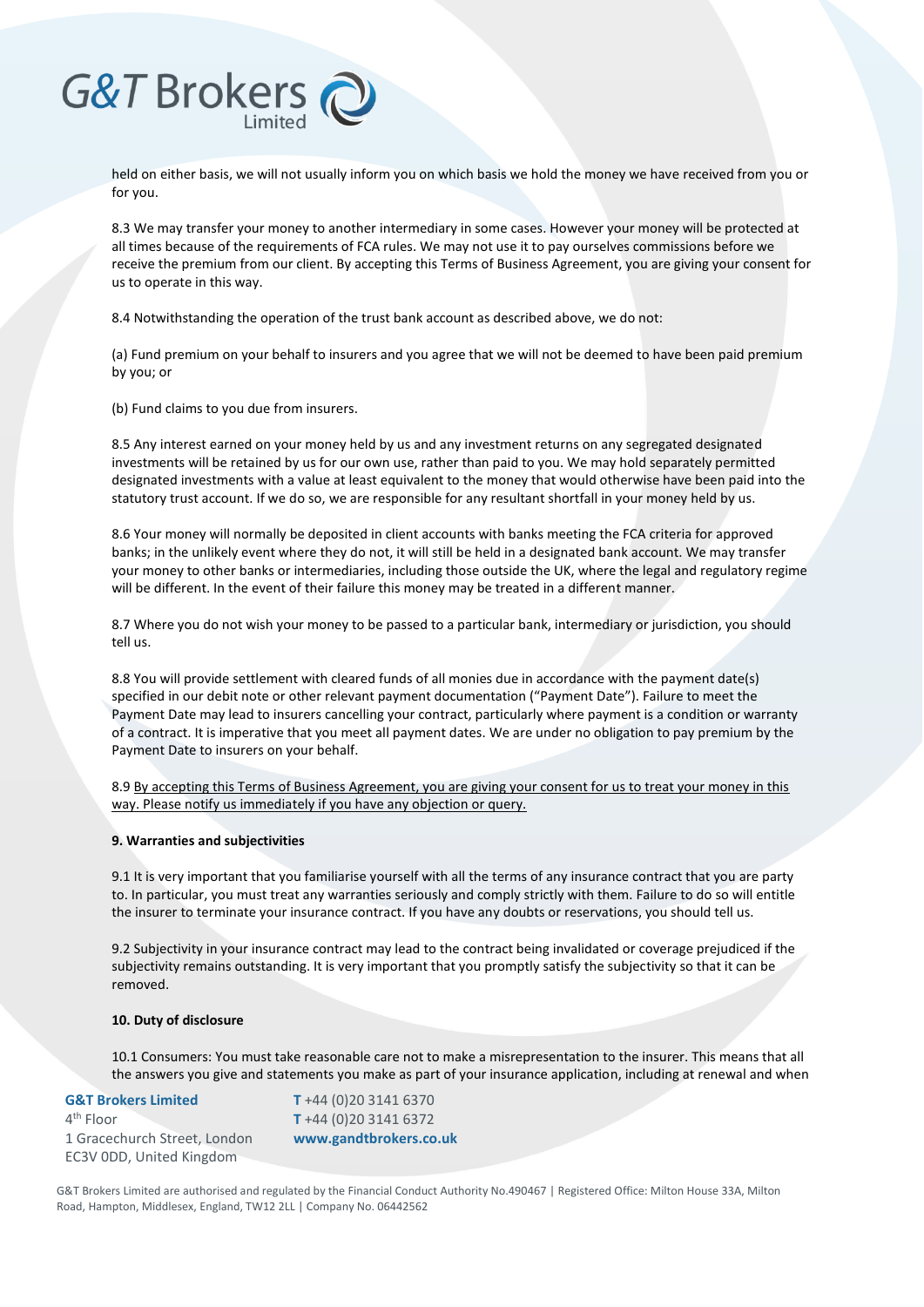held on either basis, we will not usually inform you on which basis we hold the money we have received from you or for you.

8.3 We may transfer your money to another intermediary in some cases. However your money will be protected at all times because of the requirements of FCA rules. We may not use it to pay ourselves commissions before we receive the premium from our client. By accepting this Terms of Business Agreement, you are giving your consent for us to operate in this way.

8.4 Notwithstanding the operation of the trust bank account as described above, we do not:

(a) Fund premium on your behalf to insurers and you agree that we will not be deemed to have been paid premium by you; or

(b) Fund claims to you due from insurers.

8.5 Any interest earned on your money held by us and any investment returns on any segregated designated investments will be retained by us for our own use, rather than paid to you. We may hold separately permitted designated investments with a value at least equivalent to the money that would otherwise have been paid into the statutory trust account. If we do so, we are responsible for any resultant shortfall in your money held by us.

8.6 Your money will normally be deposited in client accounts with banks meeting the FCA criteria for approved banks; in the unlikely event where they do not, it will still be held in a designated bank account. We may transfer your money to other banks or intermediaries, including those outside the UK, where the legal and regulatory regime will be different. In the event of their failure this money may be treated in a different manner.

8.7 Where you do not wish your money to be passed to a particular bank, intermediary or jurisdiction, you should tell us.

8.8 You will provide settlement with cleared funds of all monies due in accordance with the payment date(s) specified in our debit note or other relevant payment documentation ("Payment Date"). Failure to meet the Payment Date may lead to insurers cancelling your contract, particularly where payment is a condition or warranty of a contract. It is imperative that you meet all payment dates. We are under no obligation to pay premium by the Payment Date to insurers on your behalf.

8.9 <u>By accepting this Terms of Business Agreement, you are giving your consent for us to treat your money in this way. Please notify us immediately if you have any objection or query.</u>

**9. Warranties and subjectivities**

9.1 It is very important that you familiarise yourself with all the terms of any insurance contract that you are party to. In particular, you must treat any warranties seriously and comply strictly with them. Failure to do so will entitle the insurer to terminate your insurance contract. If you have any doubts or reservations, you should tell us.

9.2 Subjectivity in your insurance contract may lead to the contract being invalidated or coverage prejudiced if the subjectivity remains outstanding. It is very important that you promptly satisfy the subjectivity so that it can be removed.

**10. Duty of disclosure**

10.1 Consumers: You must take reasonable care not to make a misrepresentation to the insurer. This means that all the answers you give and statements you make as part of your insurance application, including at renewal and when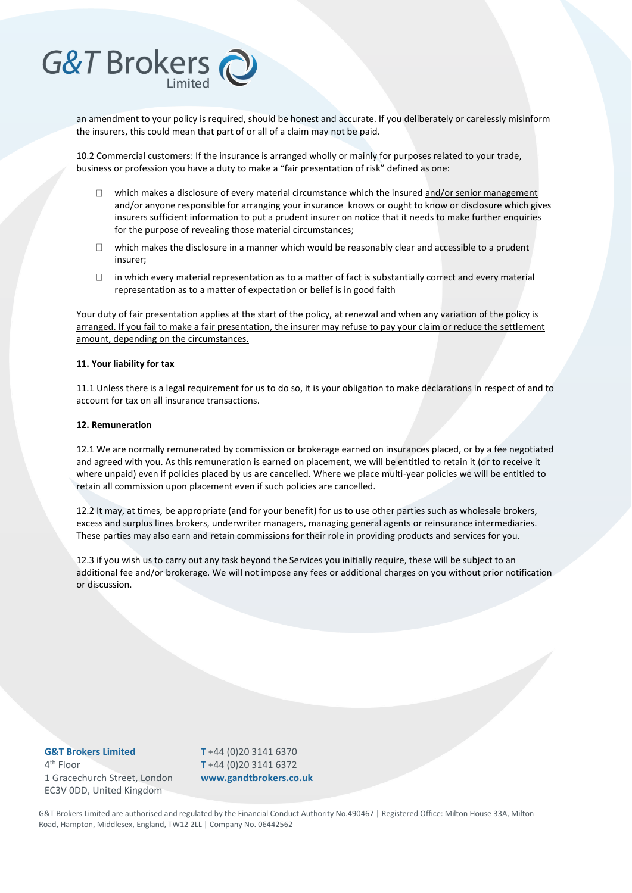an amendment to your policy is required, should be honest and accurate. If you deliberately or carelessly misinform the insurers, this could mean that part of or all of a claim may not be paid.

10.2 Commercial customers: If the insurance is arranged wholly or mainly for purposes related to your trade, business or profession you have a duty to make a "fair presentation of risk" defined as one:

- which makes a disclosure of every material circumstance which the insured <u>and/or senior management and/or anyone responsible for arranging your insurance</u> knows or ought to know or disclosure which gives insurers sufficient information to put a prudent insurer on notice that it needs to make further enquiries for the purpose of revealing those material circumstances;
- which makes the disclosure in a manner which would be reasonably clear and accessible to a prudent insurer;
- in which every material representation as to a matter of fact is substantially correct and every material representation as to a matter of expectation or belief is in good faith

<u>Your duty of fair presentation applies at the start of the policy, at renewal and when any variation of the policy is arranged. If you fail to make a fair presentation, the insurer may refuse to pay your claim or reduce the settlement amount, depending on the circumstances.</u>

**11. Your liability for tax**

11.1 Unless there is a legal requirement for us to do so, it is your obligation to make declarations in respect of and to account for tax on all insurance transactions.

**12. Remuneration**

12.1 We are normally remunerated by commission or brokerage earned on insurances placed, or by a fee negotiated and agreed with you. As this remuneration is earned on placement, we will be entitled to retain it (or to receive it where unpaid) even if policies placed by us are cancelled. Where we place multi-year policies we will be entitled to retain all commission upon placement even if such policies are cancelled.

12.2 It may, at times, be appropriate (and for your benefit) for us to use other parties such as wholesale brokers, excess and surplus lines brokers, underwriter managers, managing general agents or reinsurance intermediaries. These parties may also earn and retain commissions for their role in providing products and services for you.

12.3 if you wish us to carry out any task beyond the Services you initially require, these will be subject to an additional fee and/or brokerage. We will not impose any fees or additional charges on you without prior notification or discussion.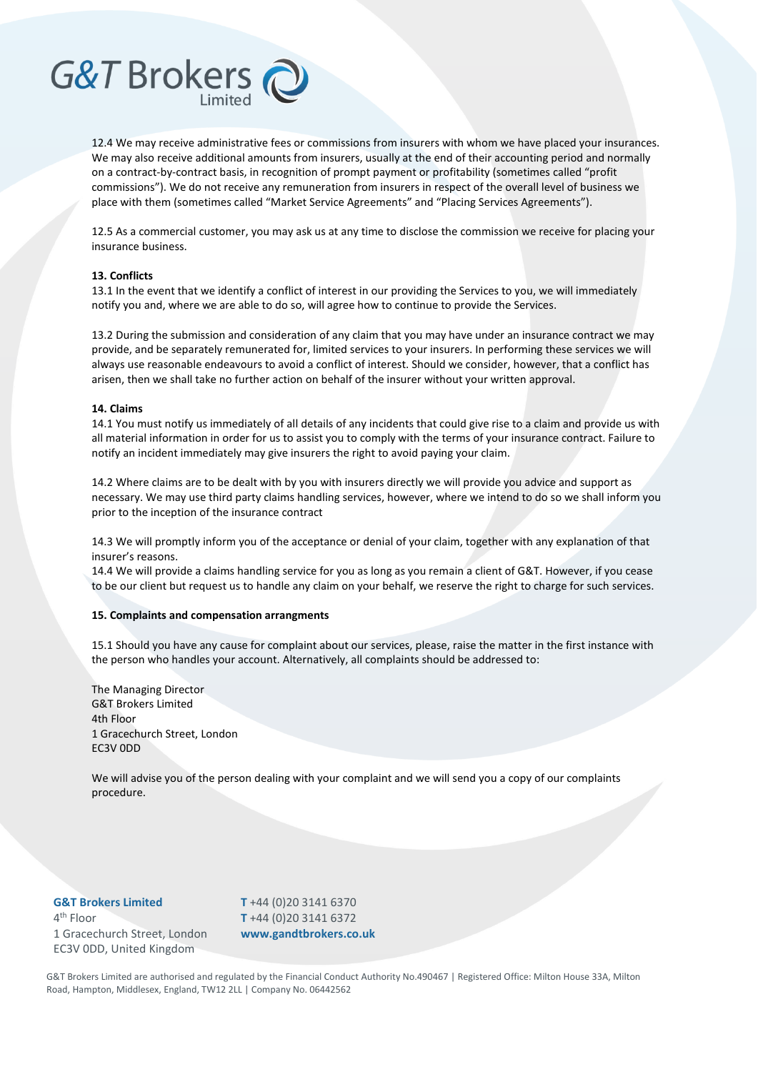12.4 We may receive administrative fees or commissions from insurers with whom we have placed your insurances. We may also receive additional amounts from insurers, usually at the end of their accounting period and normally on a contract-by-contract basis, in recognition of prompt payment or profitability (sometimes called "profit commissions"). We do not receive any remuneration from insurers in respect of the overall level of business we place with them (sometimes called "Market Service Agreements" and "Placing Services Agreements").

12.5 As a commercial customer, you may ask us at any time to disclose the commission we receive for placing your insurance business.

**13. Conflicts**

13.1 In the event that we identify a conflict of interest in our providing the Services to you, we will immediately notify you and, where we are able to do so, will agree how to continue to provide the Services.

13.2 During the submission and consideration of any claim that you may have under an insurance contract we may provide, and be separately remunerated for, limited services to your insurers. In performing these services we will always use reasonable endeavours to avoid a conflict of interest. Should we consider, however, that a conflict has arisen, then we shall take no further action on behalf of the insurer without your written approval.

**14. Claims**

14.1 You must notify us immediately of all details of any incidents that could give rise to a claim and provide us with all material information in order for us to assist you to comply with the terms of your insurance contract. Failure to notify an incident immediately may give insurers the right to avoid paying your claim.

14.2 Where claims are to be dealt with by you with insurers directly we will provide you advice and support as necessary. We may use third party claims handling services, however, where we intend to do so we shall inform you prior to the inception of the insurance contract

14.3 We will promptly inform you of the acceptance or denial of your claim, together with any explanation of that insurer's reasons.

14.4 We will provide a claims handling service for you as long as you remain a client of G&T. However, if you cease to be our client but request us to handle any claim on your behalf, we reserve the right to charge for such services.

**15. Complaints and compensation arrangments**

15.1 Should you have any cause for complaint about our services, please, raise the matter in the first instance with the person who handles your account. Alternatively, all complaints should be addressed to:

The Managing Director
G&T Brokers Limited
4th Floor
1 Gracechurch Street, London
EC3V 0DD

We will advise you of the person dealing with your complaint and we will send you a copy of our complaints procedure.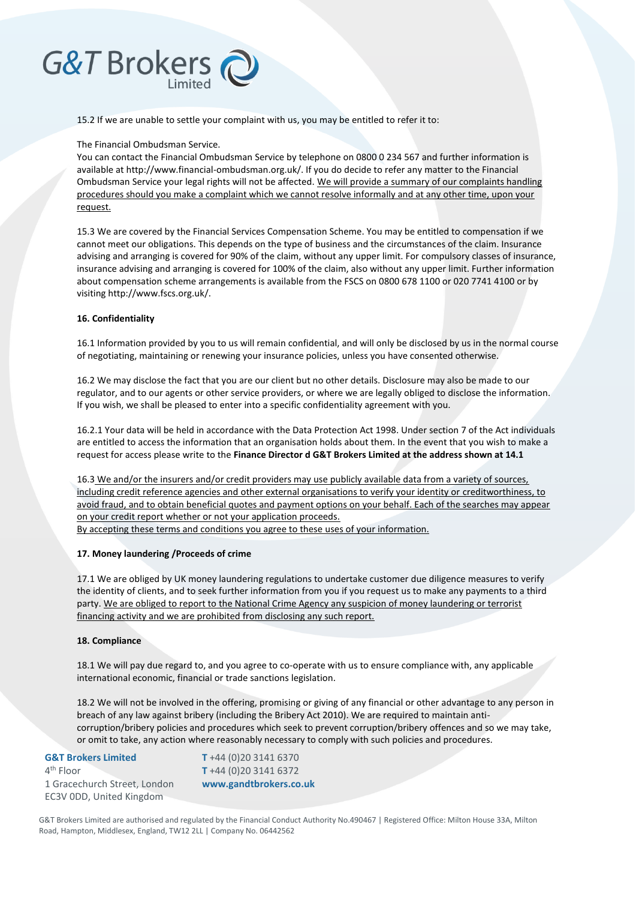15.2 If we are unable to settle your complaint with us, you may be entitled to refer it to:

The Financial Ombudsman Service.
You can contact the Financial Ombudsman Service by telephone on 0800 0 234 567 and further information is available at http://www.financial-ombudsman.org.uk/. If you do decide to refer any matter to the Financial Ombudsman Service your legal rights will not be affected. <u>We will provide a summary of our complaints handling procedures should you make a complaint which we cannot resolve informally and at any other time, upon your request.</u>

15.3 We are covered by the Financial Services Compensation Scheme. You may be entitled to compensation if we cannot meet our obligations. This depends on the type of business and the circumstances of the claim. Insurance advising and arranging is covered for 90% of the claim, without any upper limit. For compulsory classes of insurance, insurance advising and arranging is covered for 100% of the claim, also without any upper limit. Further information about compensation scheme arrangements is available from the FSCS on 0800 678 1100 or 020 7741 4100 or by visiting http://www.fscs.org.uk/.

**16. Confidentiality**

16.1 Information provided by you to us will remain confidential, and will only be disclosed by us in the normal course of negotiating, maintaining or renewing your insurance policies, unless you have consented otherwise.

16.2 We may disclose the fact that you are our client but no other details. Disclosure may also be made to our regulator, and to our agents or other service providers, or where we are legally obliged to disclose the information. If you wish, we shall be pleased to enter into a specific confidentiality agreement with you.

16.2.1 Your data will be held in accordance with the Data Protection Act 1998. Under section 7 of the Act individuals are entitled to access the information that an organisation holds about them. In the event that you wish to make a request for access please write to the **Finance Director d G&T Brokers Limited at the address shown at 14.1**

16.3 <u>We and/or the insurers and/or credit providers may use publicly available data from a variety of sources, including credit reference agencies and other external organisations to verify your identity or creditworthiness, to avoid fraud, and to obtain beneficial quotes and payment options on your behalf. Each of the searches may appear on your credit report whether or not your application proceeds.</u>
<u>By accepting these terms and conditions you agree to these uses of your information.</u>

**17. Money laundering /Proceeds of crime**

17.1 We are obliged by UK money laundering regulations to undertake customer due diligence measures to verify the identity of clients, and to seek further information from you if you request us to make any payments to a third party. <u>We are obliged to report to the National Crime Agency any suspicion of money laundering or terrorist financing activity and we are prohibited from disclosing any such report.</u>

**18. Compliance**

18.1 We will pay due regard to, and you agree to co-operate with us to ensure compliance with, any applicable international economic, financial or trade sanctions legislation.

18.2 We will not be involved in the offering, promising or giving of any financial or other advantage to any person in breach of any law against bribery (including the Bribery Act 2010). We are required to maintain anti-corruption/bribery policies and procedures which seek to prevent corruption/bribery offences and so we may take, or omit to take, any action where reasonably necessary to comply with such policies and procedures.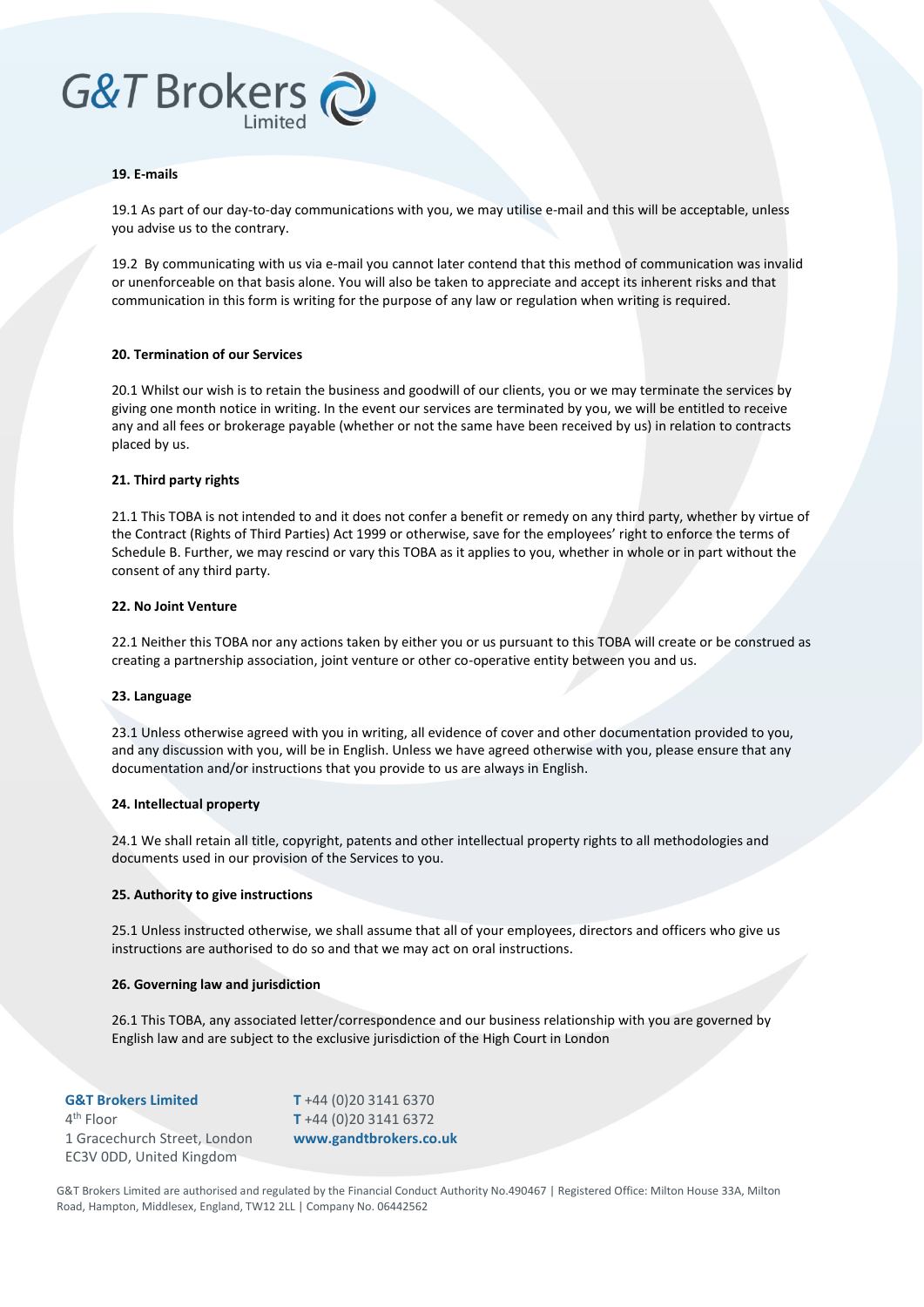## 19. E-mails

19.1 As part of our day-to-day communications with you, we may utilise e-mail and this will be acceptable, unless you advise us to the contrary.

19.2 By communicating with us via e-mail you cannot later contend that this method of communication was invalid or unenforceable on that basis alone. You will also be taken to appreciate and accept its inherent risks and that communication in this form is writing for the purpose of any law or regulation when writing is required.

## 20. Termination of our Services

20.1 Whilst our wish is to retain the business and goodwill of our clients, you or we may terminate the services by giving one month notice in writing. In the event our services are terminated by you, we will be entitled to receive any and all fees or brokerage payable (whether or not the same have been received by us) in relation to contracts placed by us.

## 21. Third party rights

21.1 This TOBA is not intended to and it does not confer a benefit or remedy on any third party, whether by virtue of the Contract (Rights of Third Parties) Act 1999 or otherwise, save for the employees' right to enforce the terms of Schedule B. Further, we may rescind or vary this TOBA as it applies to you, whether in whole or in part without the consent of any third party.

## 22. No Joint Venture

22.1 Neither this TOBA nor any actions taken by either you or us pursuant to this TOBA will create or be construed as creating a partnership association, joint venture or other co-operative entity between you and us.

## 23. Language

23.1 Unless otherwise agreed with you in writing, all evidence of cover and other documentation provided to you, and any discussion with you, will be in English. Unless we have agreed otherwise with you, please ensure that any documentation and/or instructions that you provide to us are always in English.

## 24. Intellectual property

24.1 We shall retain all title, copyright, patents and other intellectual property rights to all methodologies and documents used in our provision of the Services to you.

## 25. Authority to give instructions

25.1 Unless instructed otherwise, we shall assume that all of your employees, directors and officers who give us instructions are authorised to do so and that we may act on oral instructions.

## 26. Governing law and jurisdiction

26.1 This TOBA, any associated letter/correspondence and our business relationship with you are governed by English law and are subject to the exclusive jurisdiction of the High Court in London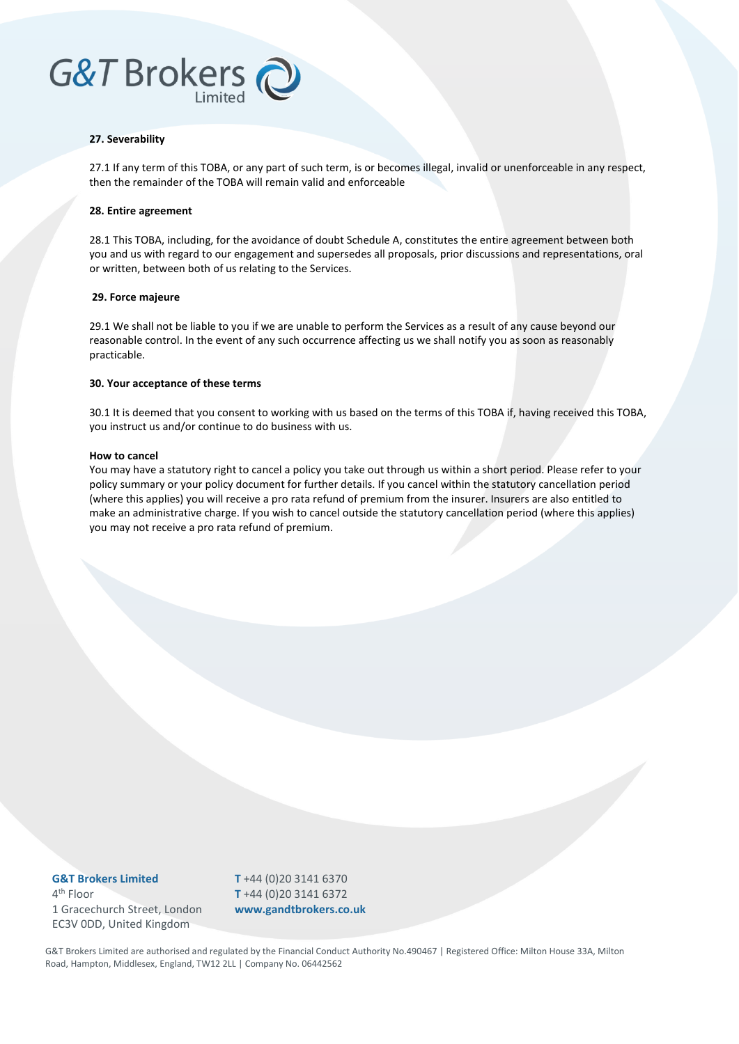**27. Severability**

27.1 If any term of this TOBA, or any part of such term, is or becomes illegal, invalid or unenforceable in any respect, then the remainder of the TOBA will remain valid and enforceable

**28. Entire agreement**

28.1 This TOBA, including, for the avoidance of doubt Schedule A, constitutes the entire agreement between both you and us with regard to our engagement and supersedes all proposals, prior discussions and representations, oral or written, between both of us relating to the Services.

**29. Force majeure**

29.1 We shall not be liable to you if we are unable to perform the Services as a result of any cause beyond our reasonable control. In the event of any such occurrence affecting us we shall notify you as soon as reasonably practicable.

**30. Your acceptance of these terms**

30.1 It is deemed that you consent to working with us based on the terms of this TOBA if, having received this TOBA, you instruct us and/or continue to do business with us.

**How to cancel**

You may have a statutory right to cancel a policy you take out through us within a short period. Please refer to your policy summary or your policy document for further details. If you cancel within the statutory cancellation period (where this applies) you will receive a pro rata refund of premium from the insurer. Insurers are also entitled to make an administrative charge. If you wish to cancel outside the statutory cancellation period (where this applies) you may not receive a pro rata refund of premium.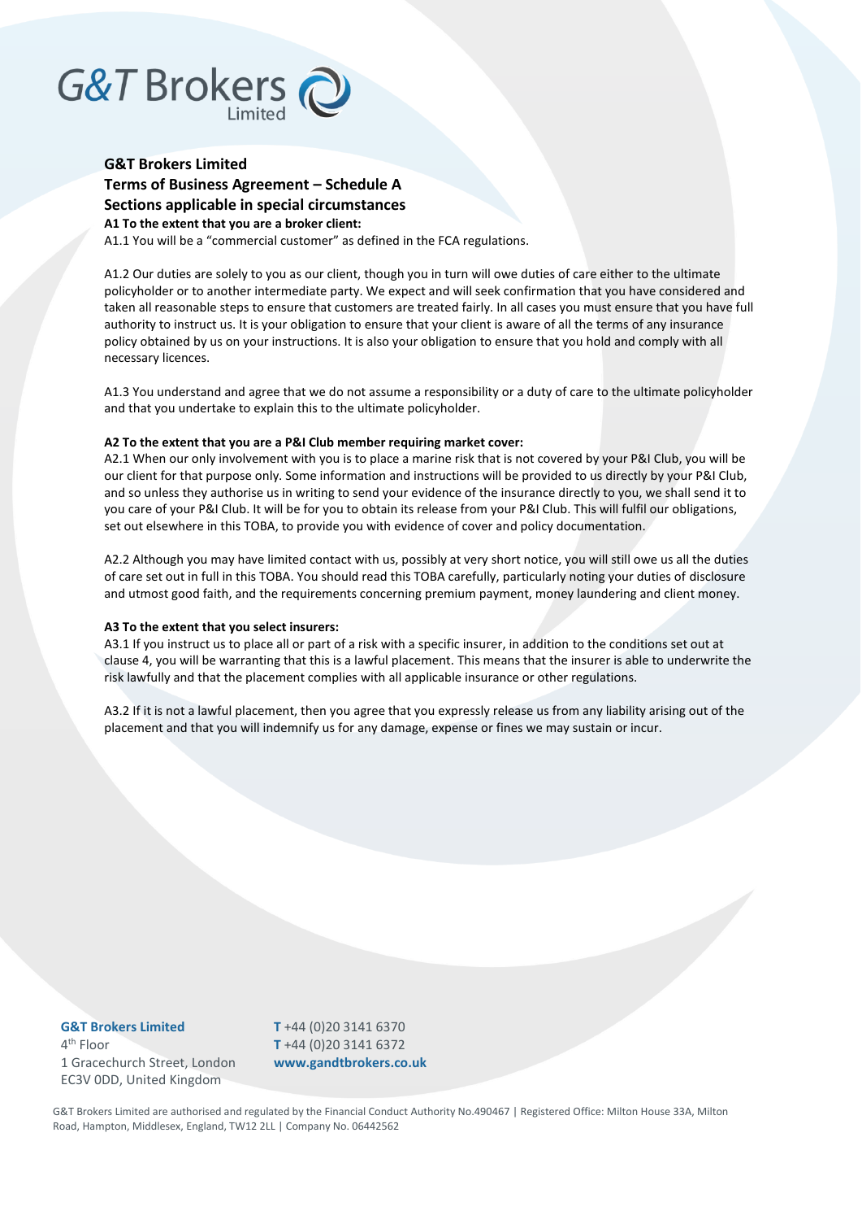**G&T Brokers Limited**

**Terms of Business Agreement – Schedule A**

**Sections applicable in special circumstances**

**A1 To the extent that you are a broker client:**

A1.1 You will be a "commercial customer" as defined in the FCA regulations.

A1.2 Our duties are solely to you as our client, though you in turn will owe duties of care either to the ultimate policyholder or to another intermediate party. We expect and will seek confirmation that you have considered and taken all reasonable steps to ensure that customers are treated fairly. In all cases you must ensure that you have full authority to instruct us. It is your obligation to ensure that your client is aware of all the terms of any insurance policy obtained by us on your instructions. It is also your obligation to ensure that you hold and comply with all necessary licences.

A1.3 You understand and agree that we do not assume a responsibility or a duty of care to the ultimate policyholder and that you undertake to explain this to the ultimate policyholder.

**A2 To the extent that you are a P&I Club member requiring market cover:**

A2.1 When our only involvement with you is to place a marine risk that is not covered by your P&I Club, you will be our client for that purpose only. Some information and instructions will be provided to us directly by your P&I Club, and so unless they authorise us in writing to send your evidence of the insurance directly to you, we shall send it to you care of your P&I Club. It will be for you to obtain its release from your P&I Club. This will fulfil our obligations, set out elsewhere in this TOBA, to provide you with evidence of cover and policy documentation.

A2.2 Although you may have limited contact with us, possibly at very short notice, you will still owe us all the duties of care set out in full in this TOBA. You should read this TOBA carefully, particularly noting your duties of disclosure and utmost good faith, and the requirements concerning premium payment, money laundering and client money.

**A3 To the extent that you select insurers:**

A3.1 If you instruct us to place all or part of a risk with a specific insurer, in addition to the conditions set out at clause 4, you will be warranting that this is a lawful placement. This means that the insurer is able to underwrite the risk lawfully and that the placement complies with all applicable insurance or other regulations.

A3.2 If it is not a lawful placement, then you agree that you expressly release us from any liability arising out of the placement and that you will indemnify us for any damage, expense or fines we may sustain or incur.